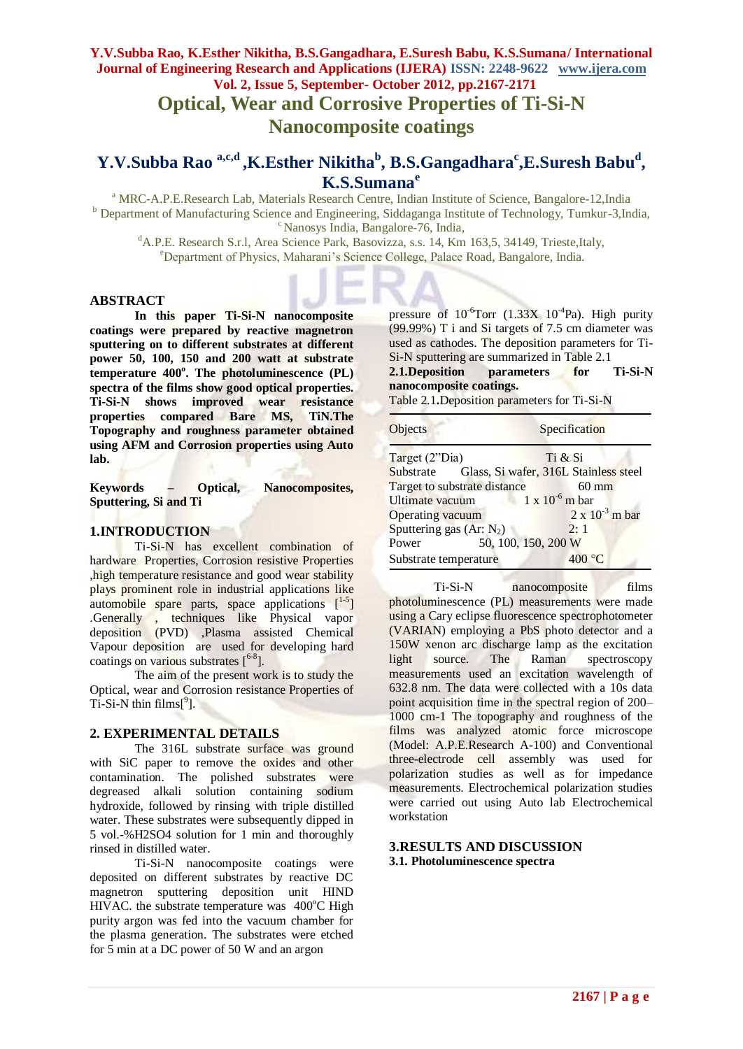# Optical, Wear and Corrosive Properties of Ti-Si-N Nanocomposite coatings

## Y.V.Subba Rao [a,c,d], K.Esther Nikitha[b], B.S.Gangadhara[c], E.Suresh Babu[d], K.S.Sumana[e]

[a] MRC-A.P.E.Research Lab, Materials Research Centre, Indian Institute of Science, Bangalore-12, India
[b] Department of Manufacturing Science and Engineering, Siddaganga Institute of Technology, Tumkur-3, India,
[c] Nanosys India, Bangalore-76, India,
[d] A.P.E. Research S.r.l, Area Science Park, Basovizza, s.s. 14, Km 163,5, 34149, Trieste, Italy,
[e] Department of Physics, Maharani's Science College, Palace Road, Bangalore, India.

### ABSTRACT

**In this paper Ti-Si-N nanocomposite coatings were prepared by reactive magnetron sputtering on to different substrates at different power 50, 100, 150 and 200 watt at substrate temperature 400°. The photoluminescence (PL) spectra of the films show good optical properties. Ti-Si-N shows improved wear resistance properties compared Bare MS, TiN.The Topography and roughness parameter obtained using AFM and Corrosion properties using Auto lab.**

**Keywords – Optical, Nanocomposites, Sputtering, Si and Ti**

### 1.INTRODUCTION

Ti-Si-N has excellent combination of hardware Properties, Corrosion resistive Properties ,high temperature resistance and good wear stability plays prominent role in industrial applications like automobile spare parts, space applications [1-5] .Generally , techniques like Physical vapor deposition (PVD) ,Plasma assisted Chemical Vapour deposition are used for developing hard coatings on various substrates [6-8].

The aim of the present work is to study the Optical, wear and Corrosion resistance Properties of Ti-Si-N thin films[9].

### 2. EXPERIMENTAL DETAILS

The 316L substrate surface was ground with SiC paper to remove the oxides and other contamination. The polished substrates were degreased alkali solution containing sodium hydroxide, followed by rinsing with triple distilled water. These substrates were subsequently dipped in 5 vol.-%H2SO4 solution for 1 min and thoroughly rinsed in distilled water.

Ti-Si-N nanocomposite coatings were deposited on different substrates by reactive DC magnetron sputtering deposition unit HIND HIVAC. the substrate temperature was 400°C High purity argon was fed into the vacuum chamber for the plasma generation. The substrates were etched for 5 min at a DC power of 50 W and an argon pressure of $10^{-6}$Torr (1.33X $10^{-4}$Pa). High purity (99.99%) T i and Si targets of 7.5 cm diameter was used as cathodes. The deposition parameters for Ti-Si-N sputtering are summarized in Table 2.1

**2.1.Deposition parameters for Ti-Si-N nanocomposite coatings.**

Table 2.1.Deposition parameters for Ti-Si-N

| Objects | Specification |
|---|---|
| Target (2"Dia) | Ti & Si |
| Substrate | Glass, Si wafer, 316L Stainless steel |
| Target to substrate distance | 60 mm |
| Ultimate vacuum | 1 x $10^{-6}$ m bar |
| Operating vacuum | 2 x $10^{-3}$ m bar |
| Sputtering gas (Ar: $N_2$) | 2: 1 |
| Power | 50, 100, 150, 200 W |
| Substrate temperature | 400 °C |

Ti-Si-N nanocomposite films photoluminescence (PL) measurements were made using a Cary eclipse fluorescence spectrophotometer (VARIAN) employing a PbS photo detector and a 150W xenon arc discharge lamp as the excitation light source. The Raman spectroscopy measurements used an excitation wavelength of 632.8 nm. The data were collected with a 10s data point acquisition time in the spectral region of 200–1000 cm-1 The topography and roughness of the films was analyzed atomic force microscope (Model: A.P.E.Research A-100) and Conventional three-electrode cell assembly was used for polarization studies as well as for impedance measurements. Electrochemical polarization studies were carried out using Auto lab Electrochemical workstation

### 3.RESULTS AND DISCUSSION

#### 3.1. Photoluminescence spectra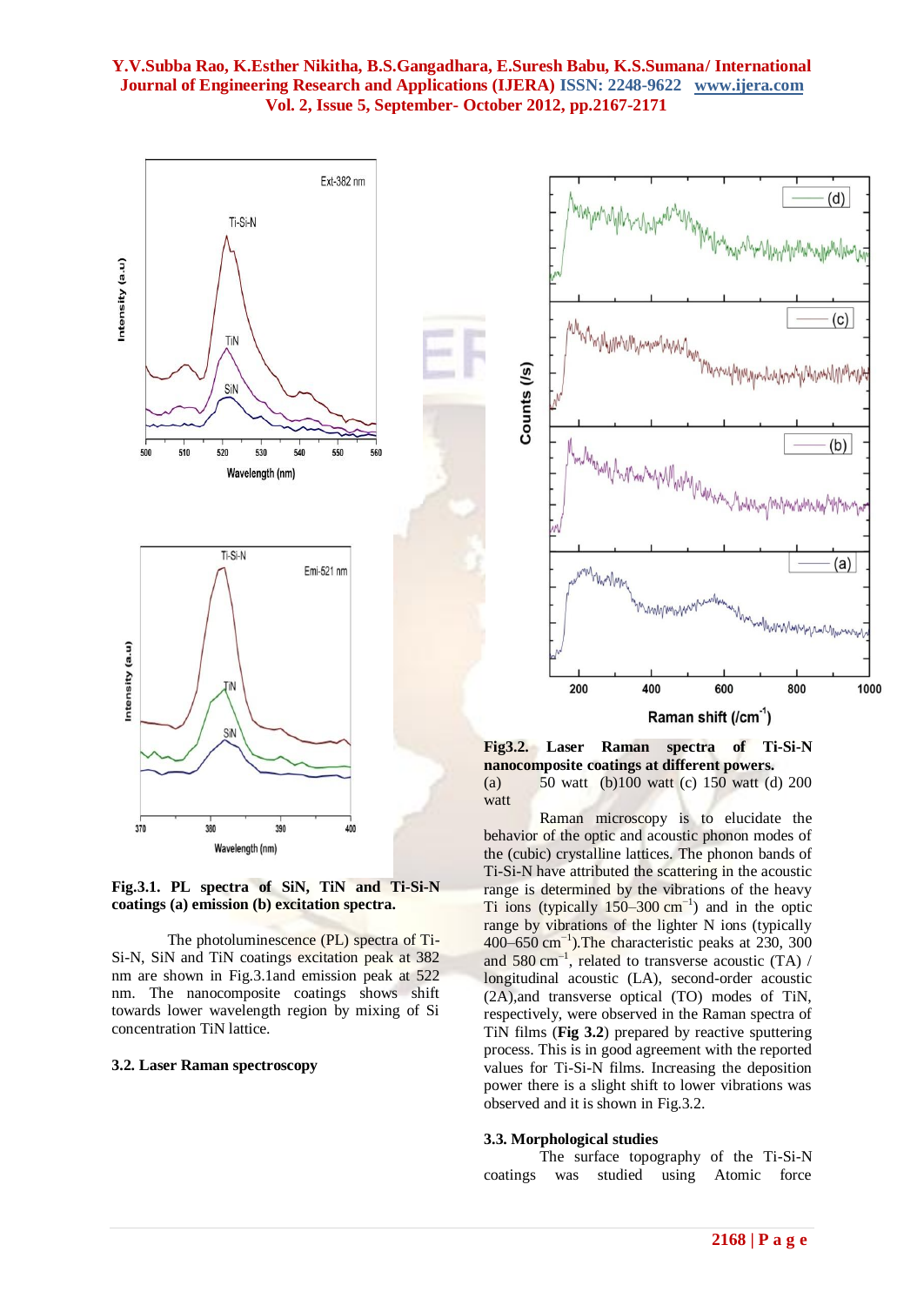**Fig.3.1. PL spectra of SiN, TiN and Ti-Si-N coatings (a) emission (b) excitation spectra.**

The photoluminescence (PL) spectra of Ti-Si-N, SiN and TiN coatings excitation peak at 382 nm are shown in Fig.3.1and emission peak at 522 nm. The nanocomposite coatings shows shift towards lower wavelength region by mixing of Si concentration TiN lattice.

### 3.2. Laser Raman spectroscopy

**Fig3.2. Laser Raman spectra of Ti-Si-N nanocomposite coatings at different powers.**
(a) 50 watt (b)100 watt (c) 150 watt (d) 200 watt

Raman microscopy is to elucidate the behavior of the optic and acoustic phonon modes of the (cubic) crystalline lattices. The phonon bands of Ti-Si-N have attributed the scattering in the acoustic range is determined by the vibrations of the heavy Ti ions (typically 150–300 $cm^{-1}$) and in the optic range by vibrations of the lighter N ions (typically 400–650 $cm^{-1}$).The characteristic peaks at 230, 300 and 580 $cm^{-1}$, related to transverse acoustic (TA) / longitudinal acoustic (LA), second-order acoustic (2A),and transverse optical (TO) modes of TiN, respectively, were observed in the Raman spectra of TiN films (**Fig 3.2**) prepared by reactive sputtering process. This is in good agreement with the reported values for Ti-Si-N films. Increasing the deposition power there is a slight shift to lower vibrations was observed and it is shown in Fig.3.2.

### 3.3. Morphological studies

The surface topography of the Ti-Si-N coatings was studied using Atomic force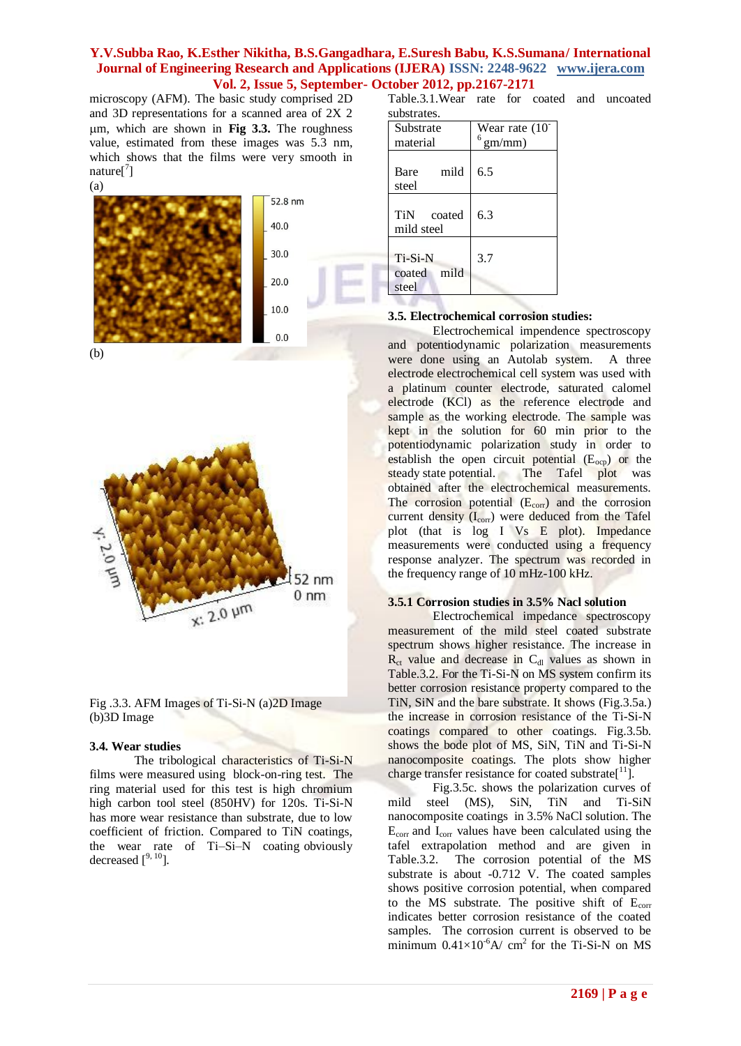microscopy (AFM). The basic study comprised 2D and 3D representations for a scanned area of 2X 2 µm, which are shown in **Fig 3.3.** The roughness value, estimated from these images was 5.3 nm, which shows that the films were very smooth in nature[7]

(a)

(b)

Fig .3.3. AFM Images of Ti-Si-N (a)2D Image (b)3D Image

### 3.4. Wear studies

The tribological characteristics of Ti-Si-N films were measured using block-on-ring test. The ring material used for this test is high chromium high carbon tool steel (850HV) for 120s. Ti-Si-N has more wear resistance than substrate, due to low coefficient of friction. Compared to TiN coatings, the wear rate of Ti–Si–N coating obviously decreased [9, 10].

Table.3.1.Wear rate for coated and uncoated substrates.

| Substrate material | Wear rate ($10^{-6}$ gm/mm) |
|---|---|
| Bare mild steel | 6.5 |
| TiN coated mild steel | 6.3 |
| Ti-Si-N coated mild steel | 3.7 |

### 3.5. Electrochemical corrosion studies:

Electrochemical impendence spectroscopy and potentiodynamic polarization measurements were done using an Autolab system. A three electrode electrochemical cell system was used with a platinum counter electrode, saturated calomel electrode (KCl) as the reference electrode and sample as the working electrode. The sample was kept in the solution for 60 min prior to the potentiodynamic polarization study in order to establish the open circuit potential ($E_{ocp}$) or the steady state potential. The Tafel plot was obtained after the electrochemical measurements. The corrosion potential ($E_{corr}$) and the corrosion current density ($I_{corr}$) were deduced from the Tafel plot (that is log I Vs E plot). Impedance measurements were conducted using a frequency response analyzer. The spectrum was recorded in the frequency range of 10 mHz-100 kHz.

### 3.5.1 Corrosion studies in 3.5% Nacl solution

Electrochemical impedance spectroscopy measurement of the mild steel coated substrate spectrum shows higher resistance. The increase in $R_{ct}$ value and decrease in $C_{dl}$ values as shown in Table.3.2. For the Ti-Si-N on MS system confirm its better corrosion resistance property compared to the TiN, SiN and the bare substrate. It shows (Fig.3.5a.) the increase in corrosion resistance of the Ti-Si-N coatings compared to other coatings. Fig.3.5b. shows the bode plot of MS, SiN, TiN and Ti-Si-N nanocomposite coatings. The plots show higher charge transfer resistance for coated substrate[11].

Fig.3.5c. shows the polarization curves of mild steel (MS), SiN, TiN and Ti-SiN nanocomposite coatings in 3.5% NaCl solution. The $E_{corr}$ and $I_{corr}$ values have been calculated using the tafel extrapolation method and are given in Table.3.2. The corrosion potential of the MS substrate is about -0.712 V. The coated samples shows positive corrosion potential, when compared to the MS substrate. The positive shift of $E_{corr}$ indicates better corrosion resistance of the coated samples. The corrosion current is observed to be minimum $0.41\times10^{-6}$A/ cm$^2$ for the Ti-Si-N on MS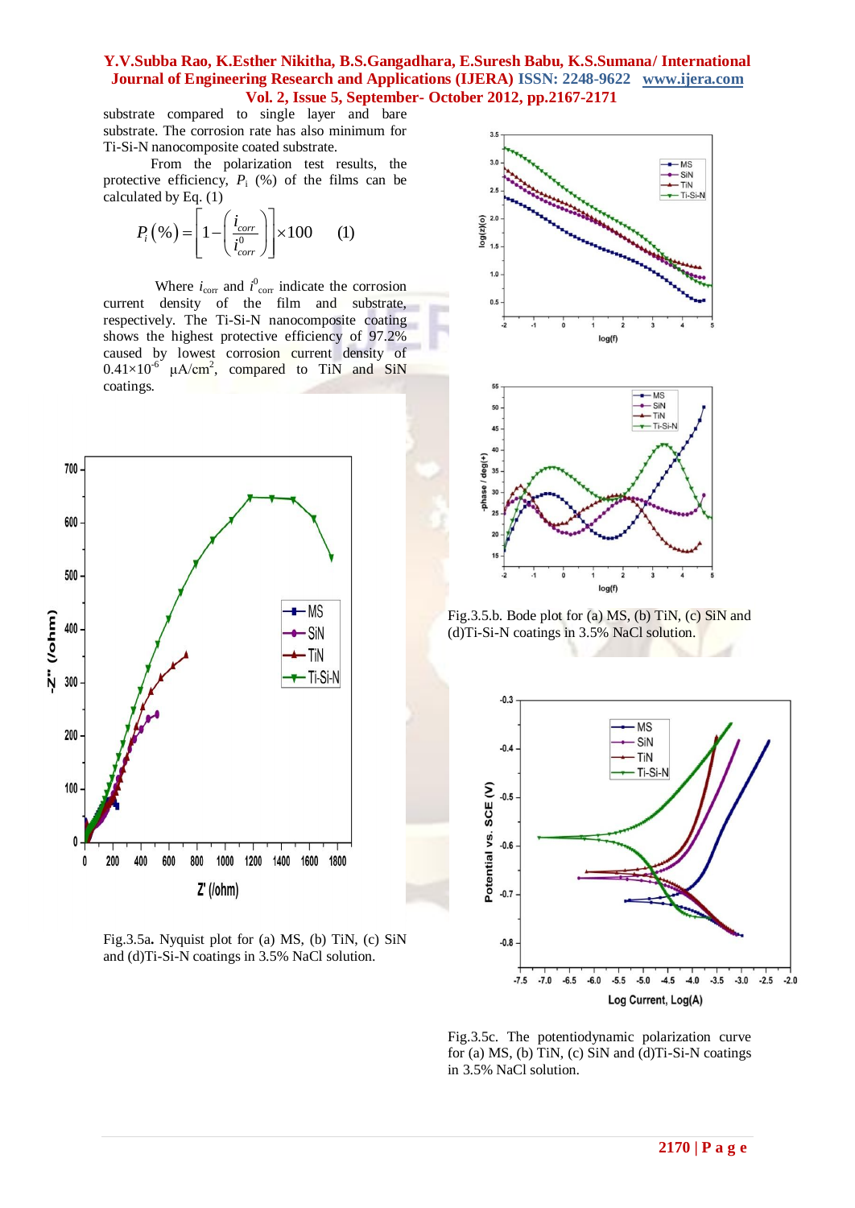substrate compared to single layer and bare substrate. The corrosion rate has also minimum for Ti-Si-N nanocomposite coated substrate.

From the polarization test results, the protective efficiency, $P_i$ (%) of the films can be calculated by Eq. (1)

$$P_i(\%) = \left[1 - \left(\frac{i_{corr}}{i^0_{corr}}\right)\right] \times 100 \qquad (1)$$

Where $i_{corr}$ and $i^0_{corr}$ indicate the corrosion current density of the film and substrate, respectively. The Ti-Si-N nanocomposite coating shows the highest protective efficiency of 97.2% caused by lowest corrosion current density of $0.41\times10^{-6}$ $\mu A/cm^2$, compared to TiN and SiN coatings.

Fig.3.5a. Nyquist plot for (a) MS, (b) TiN, (c) SiN and (d)Ti-Si-N coatings in 3.5% NaCl solution.

Fig.3.5.b. Bode plot for (a) MS, (b) TiN, (c) SiN and (d)Ti-Si-N coatings in 3.5% NaCl solution.

Fig.3.5c. The potentiodynamic polarization curve for (a) MS, (b) TiN, (c) SiN and (d)Ti-Si-N coatings in 3.5% NaCl solution.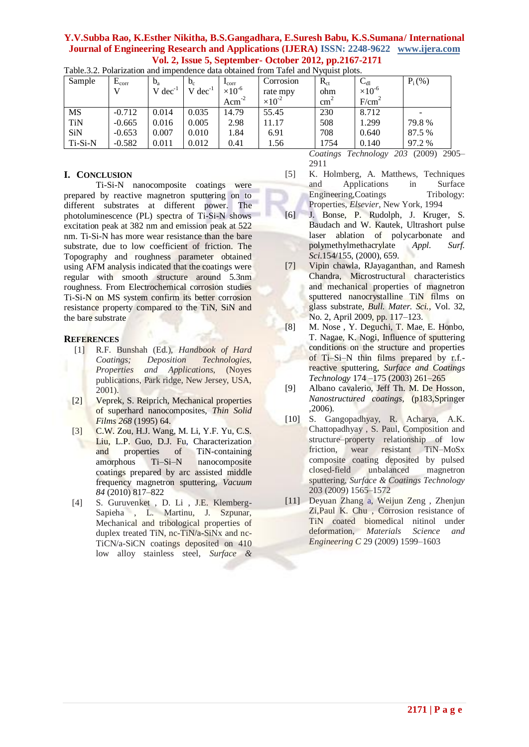Table.3.2. Polarization and impendence data obtained from Tafel and Nyquist plots.

| Sample | $E_{corr}$ V | $b_a$ V $dec^{-1}$ | $b_c$ V $dec^{-1}$ | $I_{corr}$ $\times10^{-6}$ $Acm^{-2}$ | Corrosion rate mpy $\times10^{-2}$ | $R_{ct}$ ohm $cm^2$ | $C_{dl}$ $\times10^{-6}$ $F/cm^2$ | $P_i$ (%) |
|---|---|---|---|---|---|---|---|---|
| MS | -0.712 | 0.014 | 0.035 | 14.79 | 55.45 | 230 | 8.712 | - |
| TiN | -0.665 | 0.016 | 0.005 | 2.98 | 11.17 | 508 | 1.299 | 79.8 % |
| SiN | -0.653 | 0.007 | 0.010 | 1.84 | 6.91 | 708 | 0.640 | 87.5 % |
| Ti-Si-N | -0.582 | 0.011 | 0.012 | 0.41 | 1.56 | 1754 | 0.140 | 97.2 % |

## I. Conclusion

Ti-Si-N nanocomposite coatings were prepared by reactive magnetron sputtering on to different substrates at different power. The photoluminescence (PL) spectra of Ti-Si-N shows excitation peak at 382 nm and emission peak at 522 nm. Ti-Si-N has more wear resistance than the bare substrate, due to low coefficient of friction. The Topography and roughness parameter obtained using AFM analysis indicated that the coatings were regular with smooth structure around 5.3nm roughness. From Electrochemical corrosion studies Ti-Si-N on MS system confirm its better corrosion resistance property compared to the TiN, SiN and the bare substrate

## References

[1] R.F. Bunshah (Ed.), *Handbook of Hard Coatings; Deposition Technologies, Properties and Applications*, (Noyes publications, Park ridge, New Jersey, USA, 2001).

[2] Veprek, S. Reiprich, Mechanical properties of superhard nanocomposites, *Thin Solid Films 268* (1995) 64.

[3] C.W. Zou, H.J. Wang, M. Li, Y.F. Yu, C.S. Liu, L.P. Guo, D.J. Fu, Characterization and properties of TiN-containing amorphous Ti–Si–N nanocomposite coatings prepared by arc assisted middle frequency magnetron sputtering, *Vacuum 84* (2010) 817–822

[4] S. Guruvenket , D. Li , J.E. Klemberg-Sapieha , L. Martinu, J. Szpunar, Mechanical and tribological properties of duplex treated TiN, nc-TiN/a-SiNx and nc-TiCN/a-SiCN coatings deposited on 410 low alloy stainless steel, *Surface & Coatings Technology 203* (2009) 2905–2911

[5] K. Holmberg, A. Matthews, Techniques and Applications in Surface Engineering,Coatings Tribology: Properties, *Elsevier*, New York, 1994

[6] J. Bonse, P. Rudolph, J. Kruger, S. Baudach and W. Kautek, Ultrashort pulse laser ablation of polycarbonate and polymethylmethacrylate *Appl. Surf. Sci.*154/155, (2000), 659.

[7] Vipin chawla, RJayaganthan, and Ramesh Chandra, Microstructural characteristics and mechanical properties of magnetron sputtered nanocrystalline TiN films on glass substrate, *Bull. Mater. Sci.*, Vol. 32, No. 2, April 2009, pp. 117–123.

[8] M. Nose , Y. Deguchi, T. Mae, E. Honbo, T. Nagae, K. Nogi, Influence of sputtering conditions on the structure and properties of Ti–Si–N thin films prepared by r.f.-reactive sputtering, *Surface and Coatings Technology* 174 –175 (2003) 261–265

[9] Albano cavalerio, Jeff Th. M. De Hosson, *Nanostructured coatings*, (p183,Springer ,2006).

[10] S. Gangopadhyay, R. Acharya, A.K. Chattopadhyay , S. Paul, Composition and structure–property relationship of low friction, wear resistant TiN–MoSx composite coating deposited by pulsed closed-field unbalanced magnetron sputtering, *Surface & Coatings Technology* 203 (2009) 1565–1572

[11] Deyuan Zhang a, Weijun Zeng , Zhenjun Zi,Paul K. Chu , Corrosion resistance of TiN coated biomedical nitinol under deformation, *Materials Science and Engineering C* 29 (2009) 1599–1603